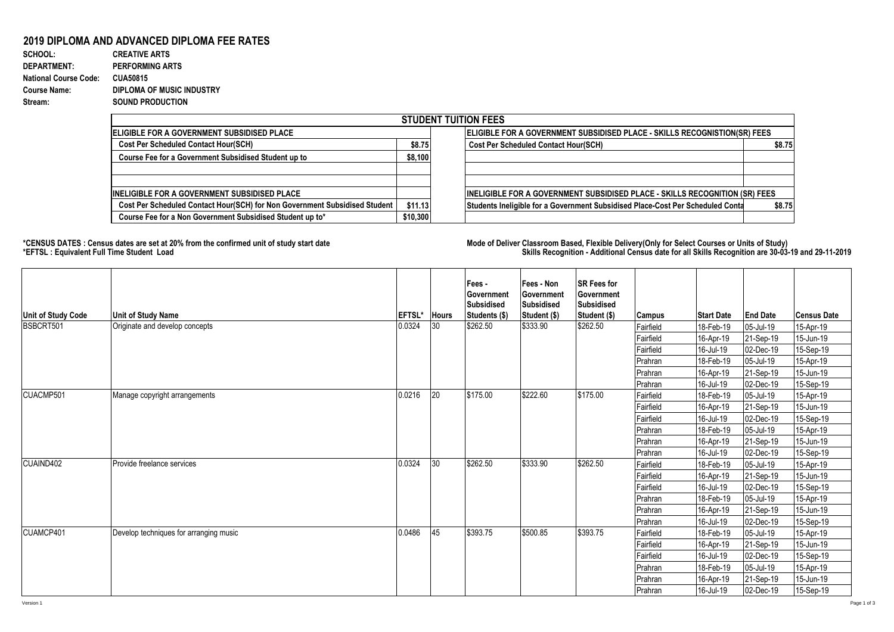# 2019 DIPLOMA AND ADVANCED DIPLOMA FEE RATES

**SCHOOL:** CREATIVE ARTS
**DEPARTMENT:** PERFORMING ARTS
**National Course Code:** CUA50815
**Course Name:** DIPLOMA OF MUSIC INDUSTRY
**Stream:** SOUND PRODUCTION

| STUDENT TUITION FEES | | | |
|---|---|---|---|
| **ELIGIBLE FOR A GOVERNMENT SUBSIDISED PLACE** | | **ELIGIBLE FOR A GOVERNMENT SUBSIDISED PLACE - SKILLS RECOGNISTION(SR) FEES** | |
| Cost Per Scheduled Contact Hour(SCH) | $8.75 | Cost Per Scheduled Contact Hour(SCH) | $8.75 |
| Course Fee for a Government Subsidised Student up to | $8,100 | | |
| | | | |
| | | | |
| **INELIGIBLE FOR A GOVERNMENT SUBSIDISED PLACE** | | **INELIGIBLE FOR A GOVERNMENT SUBSIDISED PLACE - SKILLS RECOGNITION (SR) FEES** | |
| Cost Per Scheduled Contact Hour(SCH) for Non Government Subsidised Student | $11.13 | Students Ineligible for a Government Subsidised Place-Cost Per Scheduled Conta | $8.75 |
| Course Fee for a Non Government Subsidised Student up to* | $10,300 | | |

**\*CENSUS DATES : Census dates are set at 20% from the confirmed unit of study start date**
**\*EFTSL : Equivalent Full Time Student Load**

**Mode of Deliver Classroom Based, Flexible Delivery(Only for Select Courses or Units of Study)**
**Skills Recognition - Additional Census date for all Skills Recognition are 30-03-19 and 29-11-2019**

| Unit of Study Code | Unit of Study Name | EFTSL* | Hours | Fees - Government Subsidised Students ($) | Fees - Non Government Subsidised Student ($) | SR Fees for Government Subsidised Student ($) | Campus | Start Date | End Date | Census Date |
|---|---|---|---|---|---|---|---|---|---|---|
| BSBCRT501 | Originate and develop concepts | 0.0324 | 30 | $262.50 | $333.90 | $262.50 | Fairfield | 18-Feb-19 | 05-Jul-19 | 15-Apr-19 |
| | | | | | | | Fairfield | 16-Apr-19 | 21-Sep-19 | 15-Jun-19 |
| | | | | | | | Fairfield | 16-Jul-19 | 02-Dec-19 | 15-Sep-19 |
| | | | | | | | Prahran | 18-Feb-19 | 05-Jul-19 | 15-Apr-19 |
| | | | | | | | Prahran | 16-Apr-19 | 21-Sep-19 | 15-Jun-19 |
| | | | | | | | Prahran | 16-Jul-19 | 02-Dec-19 | 15-Sep-19 |
| CUACMP501 | Manage copyright arrangements | 0.0216 | 20 | $175.00 | $222.60 | $175.00 | Fairfield | 18-Feb-19 | 05-Jul-19 | 15-Apr-19 |
| | | | | | | | Fairfield | 16-Apr-19 | 21-Sep-19 | 15-Jun-19 |
| | | | | | | | Fairfield | 16-Jul-19 | 02-Dec-19 | 15-Sep-19 |
| | | | | | | | Prahran | 18-Feb-19 | 05-Jul-19 | 15-Apr-19 |
| | | | | | | | Prahran | 16-Apr-19 | 21-Sep-19 | 15-Jun-19 |
| | | | | | | | Prahran | 16-Jul-19 | 02-Dec-19 | 15-Sep-19 |
| CUAIND402 | Provide freelance services | 0.0324 | 30 | $262.50 | $333.90 | $262.50 | Fairfield | 18-Feb-19 | 05-Jul-19 | 15-Apr-19 |
| | | | | | | | Fairfield | 16-Apr-19 | 21-Sep-19 | 15-Jun-19 |
| | | | | | | | Fairfield | 16-Jul-19 | 02-Dec-19 | 15-Sep-19 |
| | | | | | | | Prahran | 18-Feb-19 | 05-Jul-19 | 15-Apr-19 |
| | | | | | | | Prahran | 16-Apr-19 | 21-Sep-19 | 15-Jun-19 |
| | | | | | | | Prahran | 16-Jul-19 | 02-Dec-19 | 15-Sep-19 |
| CUAMCP401 | Develop techniques for arranging music | 0.0486 | 45 | $393.75 | $500.85 | $393.75 | Fairfield | 18-Feb-19 | 05-Jul-19 | 15-Apr-19 |
| | | | | | | | Fairfield | 16-Apr-19 | 21-Sep-19 | 15-Jun-19 |
| | | | | | | | Fairfield | 16-Jul-19 | 02-Dec-19 | 15-Sep-19 |
| | | | | | | | Prahran | 18-Feb-19 | 05-Jul-19 | 15-Apr-19 |
| | | | | | | | Prahran | 16-Apr-19 | 21-Sep-19 | 15-Jun-19 |
| | | | | | | | Prahran | 16-Jul-19 | 02-Dec-19 | 15-Sep-19 |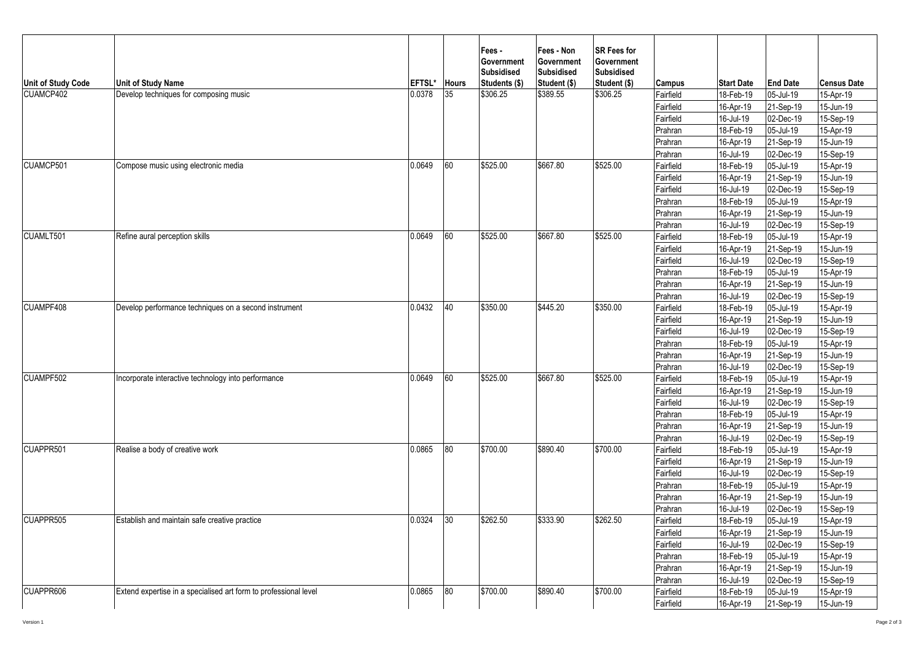| Unit of Study Code | Unit of Study Name | EFTSL* | Hours | Fees - Government Subsidised Students ($) | Fees - Non Government Subsidised Student ($) | SR Fees for Government Subsidised Student ($) | Campus | Start Date | End Date | Census Date |
|---|---|---|---|---|---|---|---|---|---|---|
| CUAMCP402 | Develop techniques for composing music | 0.0378 | 35 | $306.25 | $389.55 | $306.25 | Fairfield | 18-Feb-19 | 05-Jul-19 | 15-Apr-19 |
| | | | | | | | Fairfield | 16-Apr-19 | 21-Sep-19 | 15-Jun-19 |
| | | | | | | | Fairfield | 16-Jul-19 | 02-Dec-19 | 15-Sep-19 |
| | | | | | | | Prahran | 18-Feb-19 | 05-Jul-19 | 15-Apr-19 |
| | | | | | | | Prahran | 16-Apr-19 | 21-Sep-19 | 15-Jun-19 |
| | | | | | | | Prahran | 16-Jul-19 | 02-Dec-19 | 15-Sep-19 |
| CUAMCP501 | Compose music using electronic media | 0.0649 | 60 | $525.00 | $667.80 | $525.00 | Fairfield | 18-Feb-19 | 05-Jul-19 | 15-Apr-19 |
| | | | | | | | Fairfield | 16-Apr-19 | 21-Sep-19 | 15-Jun-19 |
| | | | | | | | Fairfield | 16-Jul-19 | 02-Dec-19 | 15-Sep-19 |
| | | | | | | | Prahran | 18-Feb-19 | 05-Jul-19 | 15-Apr-19 |
| | | | | | | | Prahran | 16-Apr-19 | 21-Sep-19 | 15-Jun-19 |
| | | | | | | | Prahran | 16-Jul-19 | 02-Dec-19 | 15-Sep-19 |
| CUAMLT501 | Refine aural perception skills | 0.0649 | 60 | $525.00 | $667.80 | $525.00 | Fairfield | 18-Feb-19 | 05-Jul-19 | 15-Apr-19 |
| | | | | | | | Fairfield | 16-Apr-19 | 21-Sep-19 | 15-Jun-19 |
| | | | | | | | Fairfield | 16-Jul-19 | 02-Dec-19 | 15-Sep-19 |
| | | | | | | | Prahran | 18-Feb-19 | 05-Jul-19 | 15-Apr-19 |
| | | | | | | | Prahran | 16-Apr-19 | 21-Sep-19 | 15-Jun-19 |
| | | | | | | | Prahran | 16-Jul-19 | 02-Dec-19 | 15-Sep-19 |
| CUAMPF408 | Develop performance techniques on a second instrument | 0.0432 | 40 | $350.00 | $445.20 | $350.00 | Fairfield | 18-Feb-19 | 05-Jul-19 | 15-Apr-19 |
| | | | | | | | Fairfield | 16-Apr-19 | 21-Sep-19 | 15-Jun-19 |
| | | | | | | | Fairfield | 16-Jul-19 | 02-Dec-19 | 15-Sep-19 |
| | | | | | | | Prahran | 18-Feb-19 | 05-Jul-19 | 15-Apr-19 |
| | | | | | | | Prahran | 16-Apr-19 | 21-Sep-19 | 15-Jun-19 |
| | | | | | | | Prahran | 16-Jul-19 | 02-Dec-19 | 15-Sep-19 |
| CUAMPF502 | Incorporate interactive technology into performance | 0.0649 | 60 | $525.00 | $667.80 | $525.00 | Fairfield | 18-Feb-19 | 05-Jul-19 | 15-Apr-19 |
| | | | | | | | Fairfield | 16-Apr-19 | 21-Sep-19 | 15-Jun-19 |
| | | | | | | | Fairfield | 16-Jul-19 | 02-Dec-19 | 15-Sep-19 |
| | | | | | | | Prahran | 18-Feb-19 | 05-Jul-19 | 15-Apr-19 |
| | | | | | | | Prahran | 16-Apr-19 | 21-Sep-19 | 15-Jun-19 |
| | | | | | | | Prahran | 16-Jul-19 | 02-Dec-19 | 15-Sep-19 |
| CUAPPR501 | Realise a body of creative work | 0.0865 | 80 | $700.00 | $890.40 | $700.00 | Fairfield | 18-Feb-19 | 05-Jul-19 | 15-Apr-19 |
| | | | | | | | Fairfield | 16-Apr-19 | 21-Sep-19 | 15-Jun-19 |
| | | | | | | | Fairfield | 16-Jul-19 | 02-Dec-19 | 15-Sep-19 |
| | | | | | | | Prahran | 18-Feb-19 | 05-Jul-19 | 15-Apr-19 |
| | | | | | | | Prahran | 16-Apr-19 | 21-Sep-19 | 15-Jun-19 |
| | | | | | | | Prahran | 16-Jul-19 | 02-Dec-19 | 15-Sep-19 |
| CUAPPR505 | Establish and maintain safe creative practice | 0.0324 | 30 | $262.50 | $333.90 | $262.50 | Fairfield | 18-Feb-19 | 05-Jul-19 | 15-Apr-19 |
| | | | | | | | Fairfield | 16-Apr-19 | 21-Sep-19 | 15-Jun-19 |
| | | | | | | | Fairfield | 16-Jul-19 | 02-Dec-19 | 15-Sep-19 |
| | | | | | | | Prahran | 18-Feb-19 | 05-Jul-19 | 15-Apr-19 |
| | | | | | | | Prahran | 16-Apr-19 | 21-Sep-19 | 15-Jun-19 |
| | | | | | | | Prahran | 16-Jul-19 | 02-Dec-19 | 15-Sep-19 |
| CUAPPR606 | Extend expertise in a specialised art form to professional level | 0.0865 | 80 | $700.00 | $890.40 | $700.00 | Fairfield | 18-Feb-19 | 05-Jul-19 | 15-Apr-19 |
| | | | | | | | Fairfield | 16-Apr-19 | 21-Sep-19 | 15-Jun-19 |

Version 1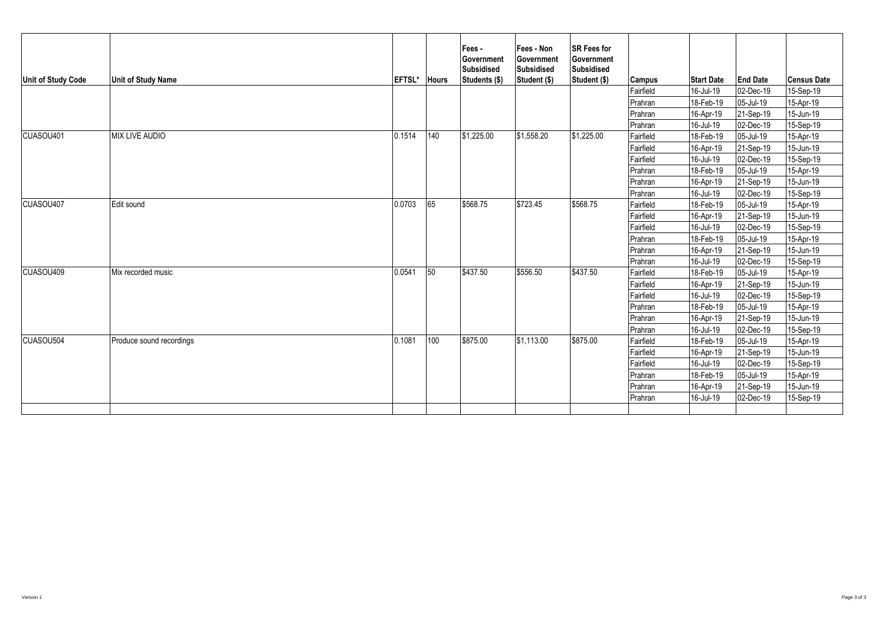| Unit of Study Code | Unit of Study Name | EFTSL* | Hours | Fees - Government Subsidised Students ($) | Fees - Non Government Subsidised Student ($) | SR Fees for Government Subsidised Student ($) | Campus | Start Date | End Date | Census Date |
|---|---|---|---|---|---|---|---|---|---|---|
| | | | | | | | Fairfield | 16-Jul-19 | 02-Dec-19 | 15-Sep-19 |
| | | | | | | | Prahran | 18-Feb-19 | 05-Jul-19 | 15-Apr-19 |
| | | | | | | | Prahran | 16-Apr-19 | 21-Sep-19 | 15-Jun-19 |
| | | | | | | | Prahran | 16-Jul-19 | 02-Dec-19 | 15-Sep-19 |
| CUASOU401 | MIX LIVE AUDIO | 0.1514 | 140 | $1,225.00 | $1,558.20 | $1,225.00 | Fairfield | 18-Feb-19 | 05-Jul-19 | 15-Apr-19 |
| | | | | | | | Fairfield | 16-Apr-19 | 21-Sep-19 | 15-Jun-19 |
| | | | | | | | Fairfield | 16-Jul-19 | 02-Dec-19 | 15-Sep-19 |
| | | | | | | | Prahran | 18-Feb-19 | 05-Jul-19 | 15-Apr-19 |
| | | | | | | | Prahran | 16-Apr-19 | 21-Sep-19 | 15-Jun-19 |
| | | | | | | | Prahran | 16-Jul-19 | 02-Dec-19 | 15-Sep-19 |
| CUASOU407 | Edit sound | 0.0703 | 65 | $568.75 | $723.45 | $568.75 | Fairfield | 18-Feb-19 | 05-Jul-19 | 15-Apr-19 |
| | | | | | | | Fairfield | 16-Apr-19 | 21-Sep-19 | 15-Jun-19 |
| | | | | | | | Fairfield | 16-Jul-19 | 02-Dec-19 | 15-Sep-19 |
| | | | | | | | Prahran | 18-Feb-19 | 05-Jul-19 | 15-Apr-19 |
| | | | | | | | Prahran | 16-Apr-19 | 21-Sep-19 | 15-Jun-19 |
| | | | | | | | Prahran | 16-Jul-19 | 02-Dec-19 | 15-Sep-19 |
| CUASOU409 | Mix recorded music | 0.0541 | 50 | $437.50 | $556.50 | $437.50 | Fairfield | 18-Feb-19 | 05-Jul-19 | 15-Apr-19 |
| | | | | | | | Fairfield | 16-Apr-19 | 21-Sep-19 | 15-Jun-19 |
| | | | | | | | Fairfield | 16-Jul-19 | 02-Dec-19 | 15-Sep-19 |
| | | | | | | | Prahran | 18-Feb-19 | 05-Jul-19 | 15-Apr-19 |
| | | | | | | | Prahran | 16-Apr-19 | 21-Sep-19 | 15-Jun-19 |
| | | | | | | | Prahran | 16-Jul-19 | 02-Dec-19 | 15-Sep-19 |
| CUASOU504 | Produce sound recordings | 0.1081 | 100 | $875.00 | $1,113.00 | $875.00 | Fairfield | 18-Feb-19 | 05-Jul-19 | 15-Apr-19 |
| | | | | | | | Fairfield | 16-Apr-19 | 21-Sep-19 | 15-Jun-19 |
| | | | | | | | Fairfield | 16-Jul-19 | 02-Dec-19 | 15-Sep-19 |
| | | | | | | | Prahran | 18-Feb-19 | 05-Jul-19 | 15-Apr-19 |
| | | | | | | | Prahran | 16-Apr-19 | 21-Sep-19 | 15-Jun-19 |
| | | | | | | | Prahran | 16-Jul-19 | 02-Dec-19 | 15-Sep-19 |

Version 1